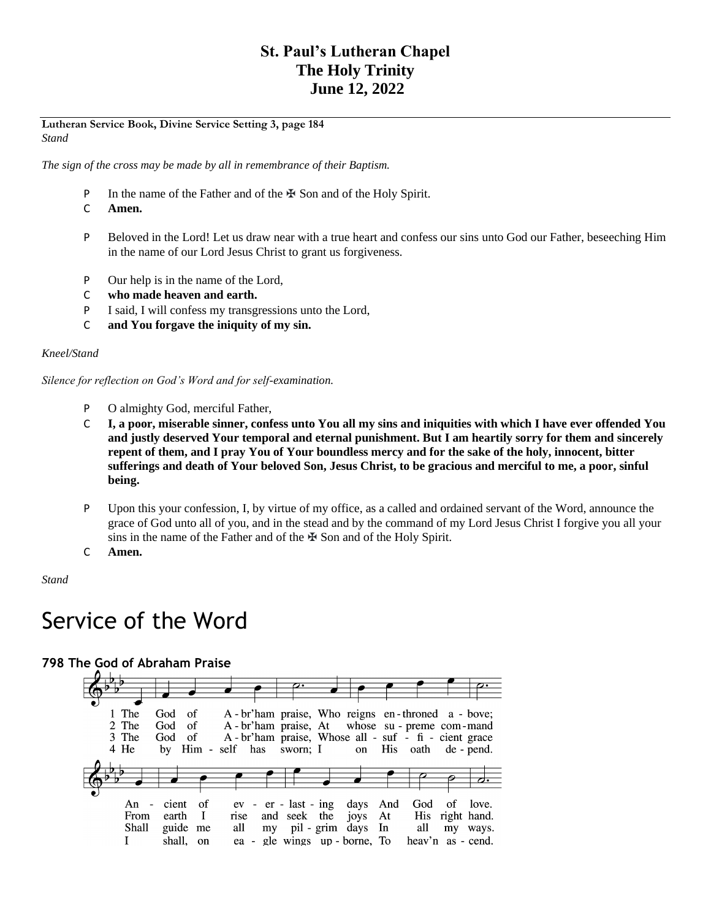**St. Paul's Lutheran Chapel**
**The Holy Trinity**
**June 12, 2022**

**Lutheran Service Book, Divine Service Setting 3, page 184**
*Stand*

*The sign of the cross may be made by all in remembrance of their Baptism.*

P In the name of the Father and of the ✠ Son and of the Holy Spirit.
C **Amen.**

P Beloved in the Lord! Let us draw near with a true heart and confess our sins unto God our Father, beseeching Him in the name of our Lord Jesus Christ to grant us forgiveness.

P Our help is in the name of the Lord,
C **who made heaven and earth.**
P I said, I will confess my transgressions unto the Lord,
C **and You forgave the iniquity of my sin.**

*Kneel/Stand*

*Silence for reflection on God's Word and for self-examination.*

P O almighty God, merciful Father,
C **I, a poor, miserable sinner, confess unto You all my sins and iniquities with which I have ever offended You and justly deserved Your temporal and eternal punishment. But I am heartily sorry for them and sincerely repent of them, and I pray You of Your boundless mercy and for the sake of the holy, innocent, bitter sufferings and death of Your beloved Son, Jesus Christ, to be gracious and merciful to me, a poor, sinful being.**

P Upon this your confession, I, by virtue of my office, as a called and ordained servant of the Word, announce the grace of God unto all of you, and in the stead and by the command of my Lord Jesus Christ I forgive you all your sins in the name of the Father and of the ✠ Son and of the Holy Spirit.
C **Amen.**

*Stand*

# Service of the Word

### 798 The God of Abraham Praise

1 The God of A-br'ham praise, Who reigns en-throned a-bove; An-cient of ev-er-last-ing days And God of love.
2 The God of A-br'ham praise, At whose su-preme com-mand From earth I rise and seek the joys At His right hand.
3 The God of A-br'ham praise, Whose all-suf-fi-cient grace Shall guide me all my pil-grim days In all my ways.
4 He by Him-self has sworn; I on His oath de-pend. I shall, on ea-gle wings up-borne, To heav'n as-cend.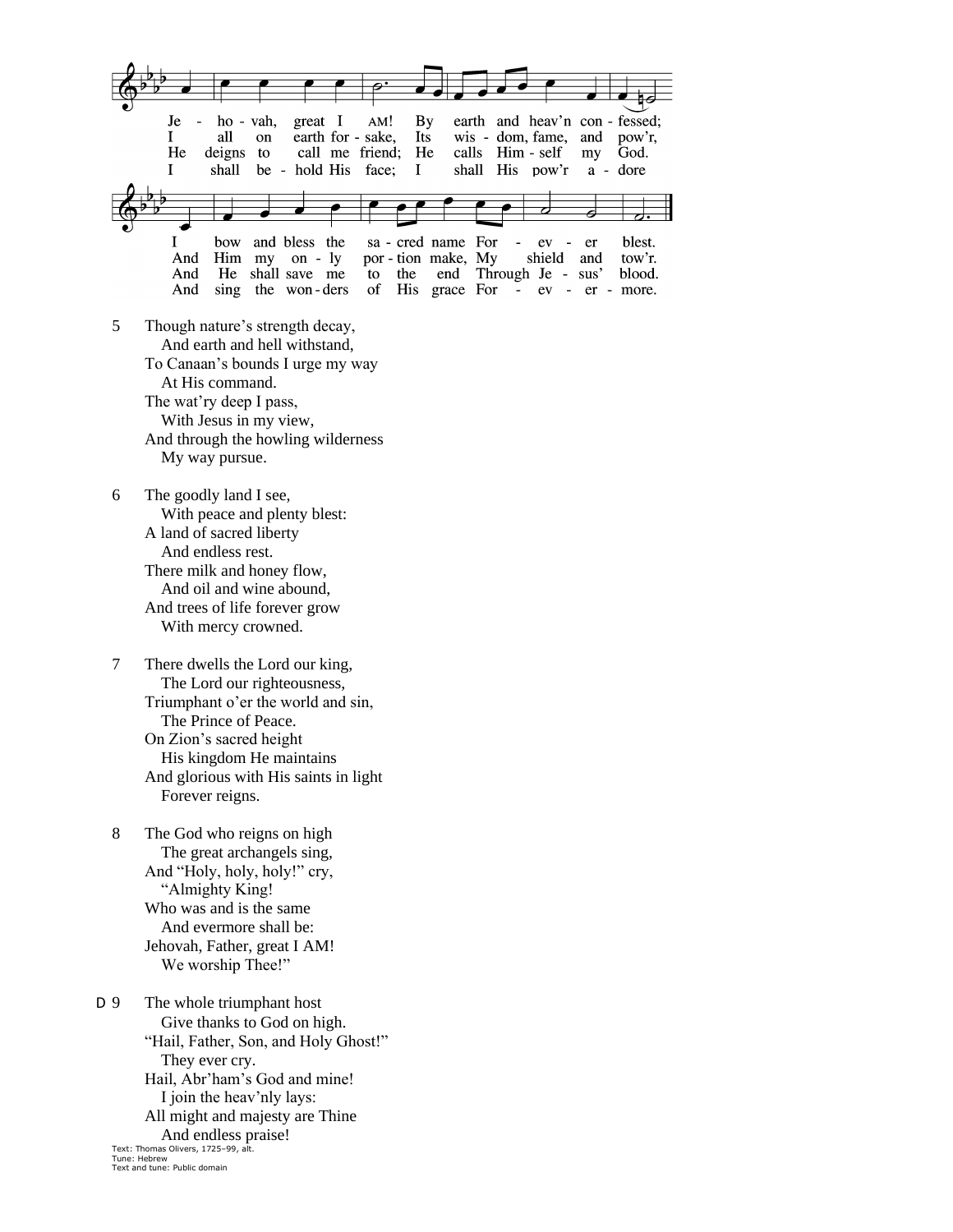Je - ho - vah, great I AM! By earth and heav'n con - fessed;
I bow and bless the sa - cred name For - ev - er blest.

I all on earth for - sake, Its wis - dom, fame, and pow'r,
And Him my on - ly por - tion make, My shield and tow'r.

He deigns to call me friend; He calls Him - self my God.
And He shall save me to the end Through Je - sus' blood.

I shall be - hold His face; I shall His pow'r a - dore
And sing the won - ders of His grace For - ev - er - more.

5 Though nature's strength decay,
  And earth and hell withstand,
To Canaan's bounds I urge my way
  At His command.
The wat'ry deep I pass,
  With Jesus in my view,
And through the howling wilderness
  My way pursue.

6 The goodly land I see,
  With peace and plenty blest:
A land of sacred liberty
  And endless rest.
There milk and honey flow,
  And oil and wine abound,
And trees of life forever grow
  With mercy crowned.

7 There dwells the Lord our king,
  The Lord our righteousness,
Triumphant o'er the world and sin,
  The Prince of Peace.
On Zion's sacred height
  His kingdom He maintains
And glorious with His saints in light
  Forever reigns.

8 The God who reigns on high
  The great archangels sing,
And "Holy, holy, holy!" cry,
  "Almighty King!
Who was and is the same
  And evermore shall be:
Jehovah, Father, great I AM!
  We worship Thee!"

D 9 The whole triumphant host
  Give thanks to God on high.
"Hail, Father, Son, and Holy Ghost!"
  They ever cry.
Hail, Abr'ham's God and mine!
  I join the heav'nly lays:
All might and majesty are Thine
  And endless praise!

Text: Thomas Olivers, 1725–99, alt.
Tune: Hebrew
Text and tune: Public domain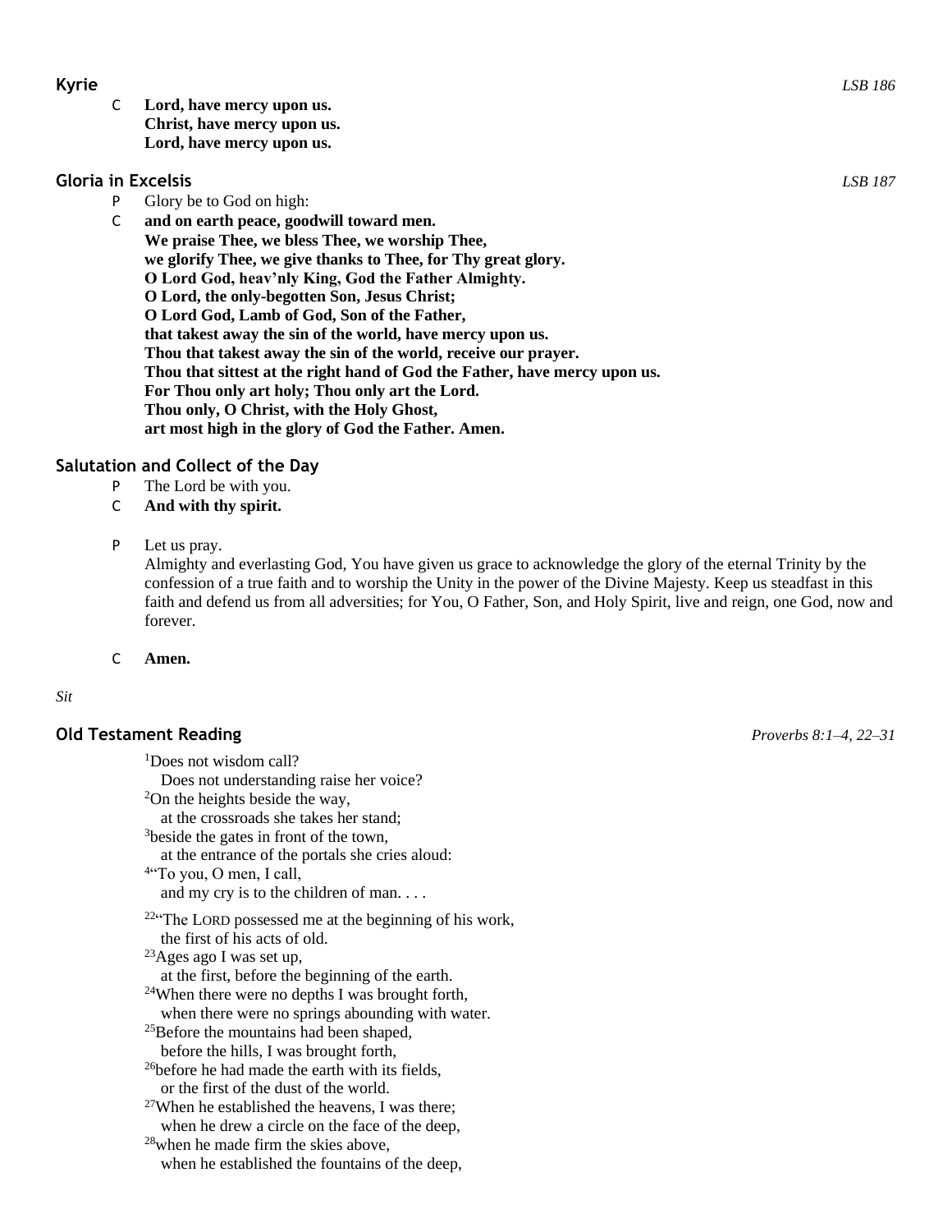### Kyrie *LSB 186*

C **Lord, have mercy upon us.**
**Christ, have mercy upon us.**
**Lord, have mercy upon us.**

### Gloria in Excelsis *LSB 187*

P Glory be to God on high:

C **and on earth peace, goodwill toward men.**
**We praise Thee, we bless Thee, we worship Thee,**
**we glorify Thee, we give thanks to Thee, for Thy great glory.**
**O Lord God, heav'nly King, God the Father Almighty.**
**O Lord, the only-begotten Son, Jesus Christ;**
**O Lord God, Lamb of God, Son of the Father,**
**that takest away the sin of the world, have mercy upon us.**
**Thou that takest away the sin of the world, receive our prayer.**
**Thou that sittest at the right hand of God the Father, have mercy upon us.**
**For Thou only art holy; Thou only art the Lord.**
**Thou only, O Christ, with the Holy Ghost,**
**art most high in the glory of God the Father. Amen.**

### Salutation and Collect of the Day

P The Lord be with you.

C **And with thy spirit.**

P Let us pray.
Almighty and everlasting God, You have given us grace to acknowledge the glory of the eternal Trinity by the confession of a true faith and to worship the Unity in the power of the Divine Majesty. Keep us steadfast in this faith and defend us from all adversities; for You, O Father, Son, and Holy Spirit, live and reign, one God, now and forever.

C **Amen.**

*Sit*

### Old Testament Reading *Proverbs 8:1–4, 22–31*

[1]Does not wisdom call?
Does not understanding raise her voice?
[2]On the heights beside the way,
at the crossroads she takes her stand;
[3]beside the gates in front of the town,
at the entrance of the portals she cries aloud:
[4]"To you, O men, I call,
and my cry is to the children of man. . . .

[22]"The LORD possessed me at the beginning of his work,
the first of his acts of old.
[23]Ages ago I was set up,
at the first, before the beginning of the earth.
[24]When there were no depths I was brought forth,
when there were no springs abounding with water.
[25]Before the mountains had been shaped,
before the hills, I was brought forth,
[26]before he had made the earth with its fields,
or the first of the dust of the world.
[27]When he established the heavens, I was there;
when he drew a circle on the face of the deep,
[28]when he made firm the skies above,
when he established the fountains of the deep,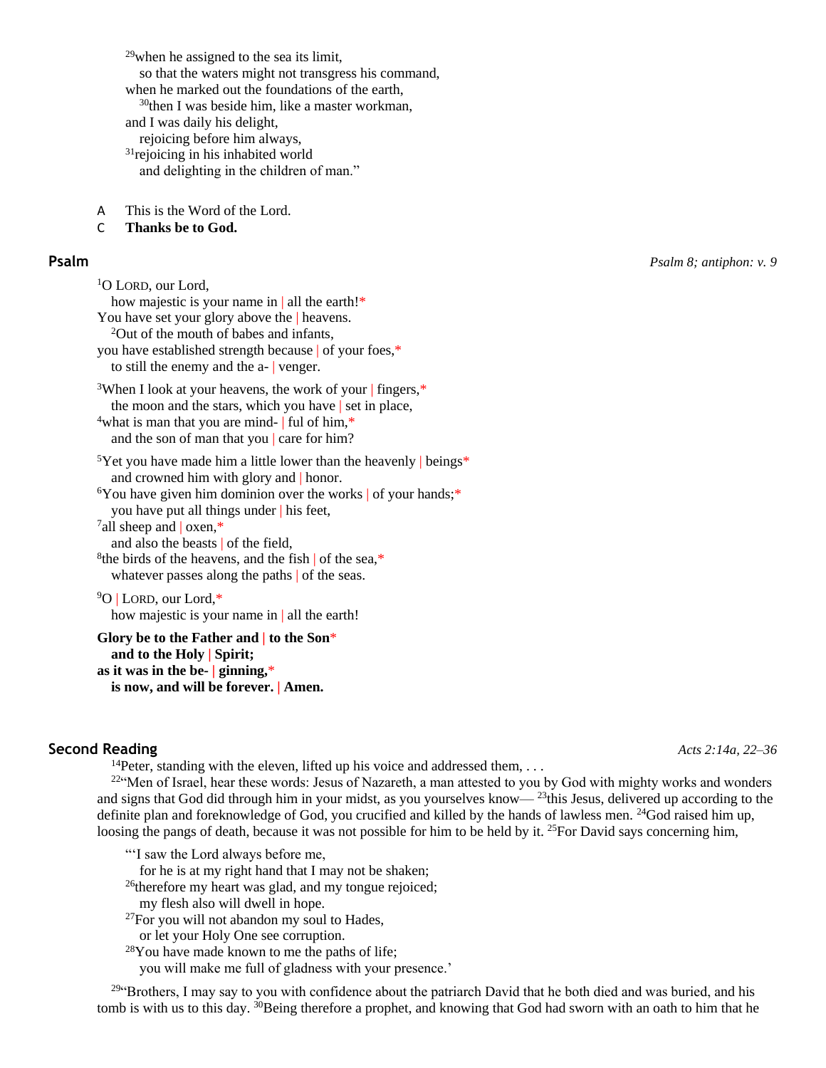[29]when he assigned to the sea its limit,
so that the waters might not transgress his command,
when he marked out the foundations of the earth,
[30]then I was beside him, like a master workman,
and I was daily his delight,
rejoicing before him always,
[31]rejoicing in his inhabited world
and delighting in the children of man."

A This is the Word of the Lord.
C **Thanks be to God.**

## Psalm

*Psalm 8; antiphon: v. 9*

[1]O LORD, our Lord,
how majestic is your name in | all the earth!*
You have set your glory above the | heavens.
[2]Out of the mouth of babes and infants,
you have established strength because | of your foes,*
to still the enemy and the a- | venger.

[3]When I look at your heavens, the work of your | fingers,*
the moon and the stars, which you have | set in place,
[4]what is man that you are mind- | ful of him,*
and the son of man that you | care for him?

[5]Yet you have made him a little lower than the heavenly | beings*
and crowned him with glory and | honor.
[6]You have given him dominion over the works | of your hands;*
you have put all things under | his feet,
[7]all sheep and | oxen,*
and also the beasts | of the field,
[8]the birds of the heavens, and the fish | of the sea,*
whatever passes along the paths | of the seas.

[9]O | LORD, our Lord,*
how majestic is your name in | all the earth!

**Glory be to the Father and | to the Son*
and to the Holy | Spirit;
as it was in the be- | ginning,*
is now, and will be forever. | Amen.**

## Second Reading

*Acts 2:14a, 22–36*

[14]Peter, standing with the eleven, lifted up his voice and addressed them, . . .
[22]"Men of Israel, hear these words: Jesus of Nazareth, a man attested to you by God with mighty works and wonders and signs that God did through him in your midst, as you yourselves know— [23]this Jesus, delivered up according to the definite plan and foreknowledge of God, you crucified and killed by the hands of lawless men. [24]God raised him up, loosing the pangs of death, because it was not possible for him to be held by it. [25]For David says concerning him,

"'I saw the Lord always before me,
for he is at my right hand that I may not be shaken;
[26]therefore my heart was glad, and my tongue rejoiced;
my flesh also will dwell in hope.
[27]For you will not abandon my soul to Hades,
or let your Holy One see corruption.
[28]You have made known to me the paths of life;
you will make me full of gladness with your presence.'

[29]"Brothers, I may say to you with confidence about the patriarch David that he both died and was buried, and his tomb is with us to this day. [30]Being therefore a prophet, and knowing that God had sworn with an oath to him that he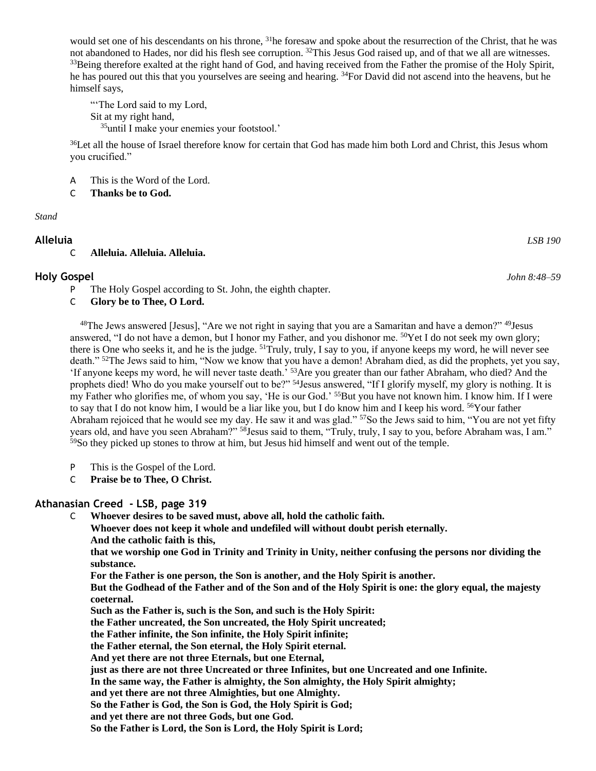would set one of his descendants on his throne, [31]he foresaw and spoke about the resurrection of the Christ, that he was not abandoned to Hades, nor did his flesh see corruption. [32]This Jesus God raised up, and of that we all are witnesses. [33]Being therefore exalted at the right hand of God, and having received from the Father the promise of the Holy Spirit, he has poured out this that you yourselves are seeing and hearing. [34]For David did not ascend into the heavens, but he himself says,

"'The Lord said to my Lord,
Sit at my right hand,
[35]until I make your enemies your footstool.'

[36]Let all the house of Israel therefore know for certain that God has made him both Lord and Christ, this Jesus whom you crucified."

A This is the Word of the Lord.
C **Thanks be to God.**

*Stand*

## Alleluia *LSB 190*

C **Alleluia. Alleluia. Alleluia.**

## Holy Gospel *John 8:48–59*

P The Holy Gospel according to St. John, the eighth chapter.
C **Glory be to Thee, O Lord.**

[48]The Jews answered [Jesus], "Are we not right in saying that you are a Samaritan and have a demon?" [49]Jesus answered, "I do not have a demon, but I honor my Father, and you dishonor me. [50]Yet I do not seek my own glory; there is One who seeks it, and he is the judge. [51]Truly, truly, I say to you, if anyone keeps my word, he will never see death." [52]The Jews said to him, "Now we know that you have a demon! Abraham died, as did the prophets, yet you say, 'If anyone keeps my word, he will never taste death.' [53]Are you greater than our father Abraham, who died? And the prophets died! Who do you make yourself out to be?" [54]Jesus answered, "If I glorify myself, my glory is nothing. It is my Father who glorifies me, of whom you say, 'He is our God.' [55]But you have not known him. I know him. If I were to say that I do not know him, I would be a liar like you, but I do know him and I keep his word. [56]Your father Abraham rejoiced that he would see my day. He saw it and was glad." [57]So the Jews said to him, "You are not yet fifty years old, and have you seen Abraham?" [58]Jesus said to them, "Truly, truly, I say to you, before Abraham was, I am." [59]So they picked up stones to throw at him, but Jesus hid himself and went out of the temple.

P This is the Gospel of the Lord.
C **Praise be to Thee, O Christ.**

## Athanasian Creed - LSB, page 319

C **Whoever desires to be saved must, above all, hold the catholic faith.**
**Whoever does not keep it whole and undefiled will without doubt perish eternally.**
**And the catholic faith is this,**
**that we worship one God in Trinity and Trinity in Unity, neither confusing the persons nor dividing the substance.**
**For the Father is one person, the Son is another, and the Holy Spirit is another.**
**But the Godhead of the Father and of the Son and of the Holy Spirit is one: the glory equal, the majesty coeternal.**
**Such as the Father is, such is the Son, and such is the Holy Spirit:**
**the Father uncreated, the Son uncreated, the Holy Spirit uncreated;**
**the Father infinite, the Son infinite, the Holy Spirit infinite;**
**the Father eternal, the Son eternal, the Holy Spirit eternal.**
**And yet there are not three Eternals, but one Eternal,**
**just as there are not three Uncreated or three Infinites, but one Uncreated and one Infinite.**
**In the same way, the Father is almighty, the Son almighty, the Holy Spirit almighty;**
**and yet there are not three Almighties, but one Almighty.**
**So the Father is God, the Son is God, the Holy Spirit is God;**
**and yet there are not three Gods, but one God.**
**So the Father is Lord, the Son is Lord, the Holy Spirit is Lord;**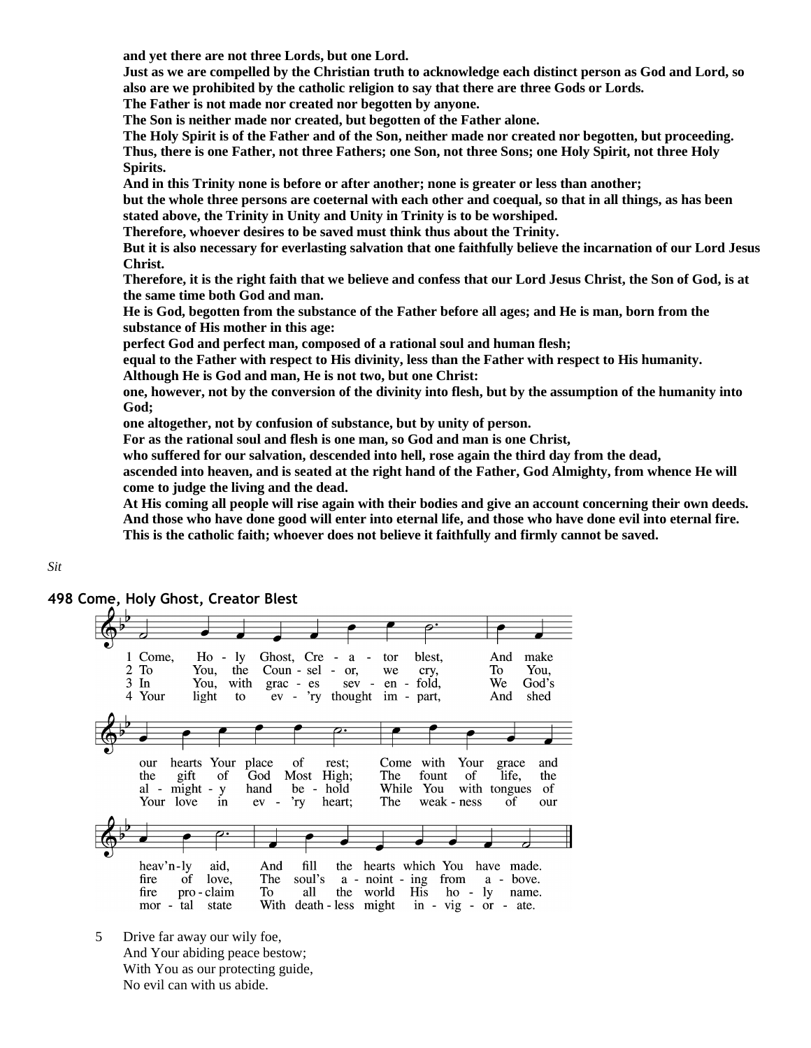**and yet there are not three Lords, but one Lord.**
**Just as we are compelled by the Christian truth to acknowledge each distinct person as God and Lord, so also are we prohibited by the catholic religion to say that there are three Gods or Lords.**
**The Father is not made nor created nor begotten by anyone.**
**The Son is neither made nor created, but begotten of the Father alone.**
**The Holy Spirit is of the Father and of the Son, neither made nor created nor begotten, but proceeding.**
**Thus, there is one Father, not three Fathers; one Son, not three Sons; one Holy Spirit, not three Holy Spirits.**
**And in this Trinity none is before or after another; none is greater or less than another;**
**but the whole three persons are coeternal with each other and coequal, so that in all things, as has been stated above, the Trinity in Unity and Unity in Trinity is to be worshiped.**
**Therefore, whoever desires to be saved must think thus about the Trinity.**
**But it is also necessary for everlasting salvation that one faithfully believe the incarnation of our Lord Jesus Christ.**
**Therefore, it is the right faith that we believe and confess that our Lord Jesus Christ, the Son of God, is at the same time both God and man.**
**He is God, begotten from the substance of the Father before all ages; and He is man, born from the substance of His mother in this age:**
**perfect God and perfect man, composed of a rational soul and human flesh;**
**equal to the Father with respect to His divinity, less than the Father with respect to His humanity.**
**Although He is God and man, He is not two, but one Christ:**
**one, however, not by the conversion of the divinity into flesh, but by the assumption of the humanity into God;**
**one altogether, not by confusion of substance, but by unity of person.**
**For as the rational soul and flesh is one man, so God and man is one Christ,**
**who suffered for our salvation, descended into hell, rose again the third day from the dead,**
**ascended into heaven, and is seated at the right hand of the Father, God Almighty, from whence He will come to judge the living and the dead.**
**At His coming all people will rise again with their bodies and give an account concerning their own deeds.**
**And those who have done good will enter into eternal life, and those who have done evil into eternal fire.**
**This is the catholic faith; whoever does not believe it faithfully and firmly cannot be saved.**

*Sit*

## 498 Come, Holy Ghost, Creator Blest

1 Come, Holy Ghost, Creator blest,
And make our hearts Your place of rest;
Come with Your grace and heav'nly aid,
And fill the hearts which You have made.

2 To You, the Counselor, we cry,
To You, the gift of God Most High;
The fount of life, the fire of love,
The soul's anointing from above.

3 In You, with graces sevenfold,
We God's almighty hand behold
While You with tongues of fire proclaim
To all the world His holy name.

4 Your light to ev'ry thought impart,
And shed Your love in ev'ry heart;
The weakness of our mortal state
With deathless might invigorate.

5 Drive far away our wily foe,
And Your abiding peace bestow;
With You as our protecting guide,
No evil can with us abide.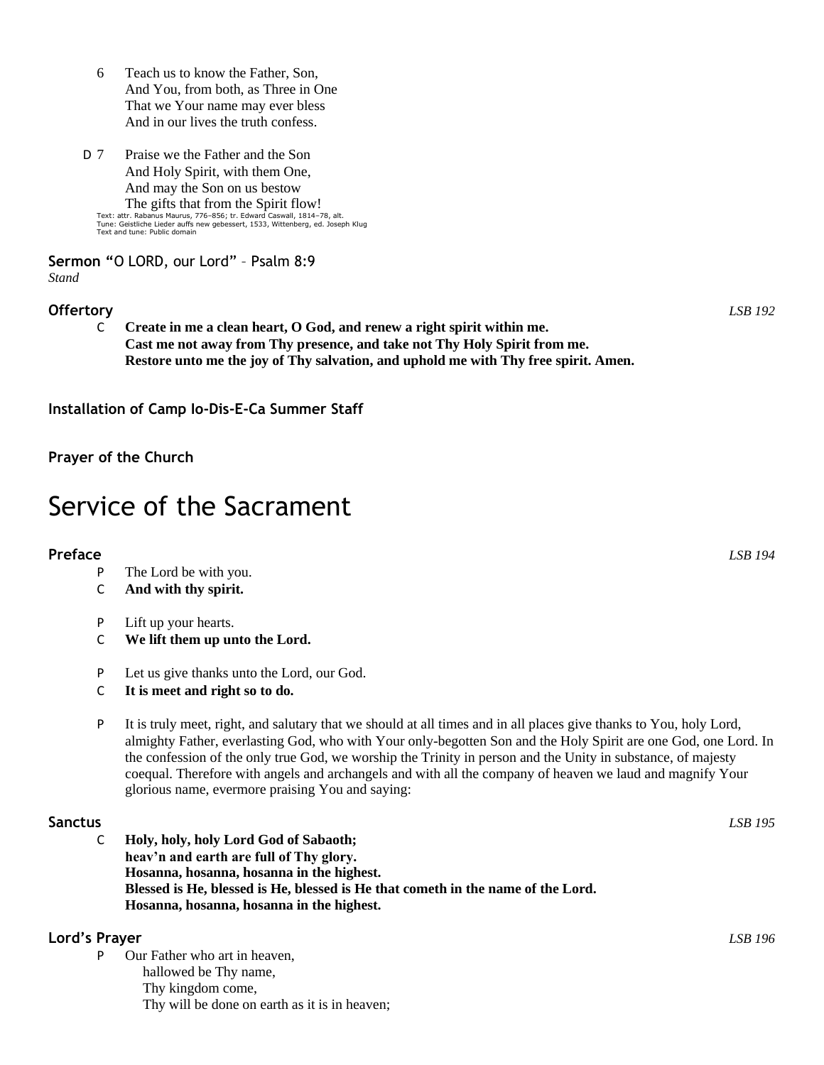6 Teach us to know the Father, Son,
And You, from both, as Three in One
That we Your name may ever bless
And in our lives the truth confess.

D 7 Praise we the Father and the Son
And Holy Spirit, with them One,
And may the Son on us bestow
The gifts that from the Spirit flow!

Text: attr. Rabanus Maurus, 776–856; tr. Edward Caswall, 1814–78, alt.
Tune: Geistliche Lieder auffs new gebessert, 1533, Wittenberg, ed. Joseph Klug
Text and tune: Public domain

**Sermon** "O LORD, our Lord" – Psalm 8:9
*Stand*

**Offertory** *LSB 192*

C **Create in me a clean heart, O God, and renew a right spirit within me.**
**Cast me not away from Thy presence, and take not Thy Holy Spirit from me.**
**Restore unto me the joy of Thy salvation, and uphold me with Thy free spirit. Amen.**

**Installation of Camp Io-Dis-E-Ca Summer Staff**

**Prayer of the Church**

# Service of the Sacrament

**Preface** *LSB 194*

P The Lord be with you.
C **And with thy spirit.**

P Lift up your hearts.
C **We lift them up unto the Lord.**

P Let us give thanks unto the Lord, our God.
C **It is meet and right so to do.**

P It is truly meet, right, and salutary that we should at all times and in all places give thanks to You, holy Lord, almighty Father, everlasting God, who with Your only-begotten Son and the Holy Spirit are one God, one Lord. In the confession of the only true God, we worship the Trinity in person and the Unity in substance, of majesty coequal. Therefore with angels and archangels and with all the company of heaven we laud and magnify Your glorious name, evermore praising You and saying:

**Sanctus** *LSB 195*

C **Holy, holy, holy Lord God of Sabaoth;**
**heav'n and earth are full of Thy glory.**
**Hosanna, hosanna, hosanna in the highest.**
**Blessed is He, blessed is He, blessed is He that cometh in the name of the Lord.**
**Hosanna, hosanna, hosanna in the highest.**

**Lord's Prayer** *LSB 196*

P Our Father who art in heaven,
hallowed be Thy name,
Thy kingdom come,
Thy will be done on earth as it is in heaven;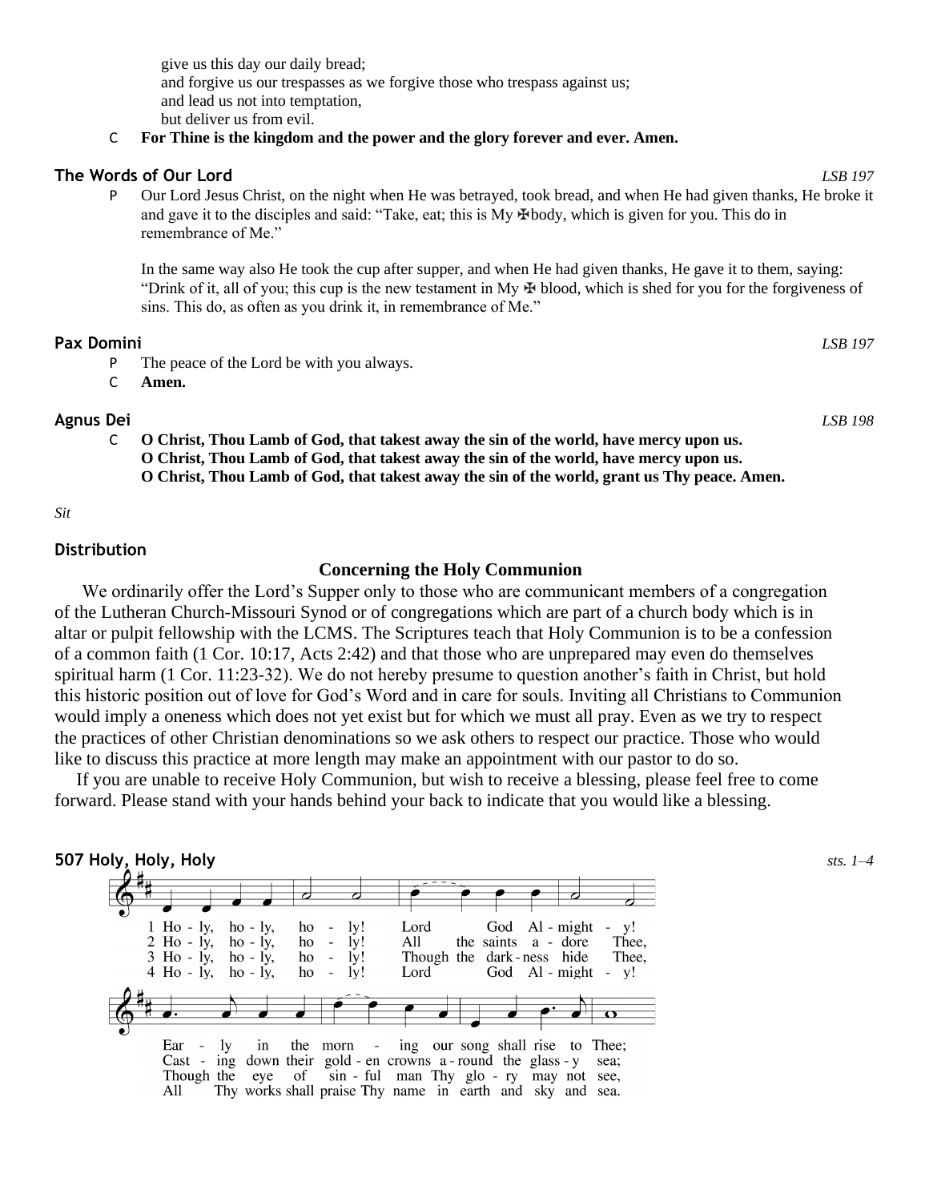give us this day our daily bread;
and forgive us our trespasses as we forgive those who trespass against us;
and lead us not into temptation,
but deliver us from evil.

C **For Thine is the kingdom and the power and the glory forever and ever. Amen.**

### The Words of Our Lord *LSB 197*

P Our Lord Jesus Christ, on the night when He was betrayed, took bread, and when He had given thanks, He broke it and gave it to the disciples and said: "Take, eat; this is My ✠body, which is given for you. This do in remembrance of Me."

In the same way also He took the cup after supper, and when He had given thanks, He gave it to them, saying: "Drink of it, all of you; this cup is the new testament in My ✠ blood, which is shed for you for the forgiveness of sins. This do, as often as you drink it, in remembrance of Me."

### Pax Domini *LSB 197*

P The peace of the Lord be with you always.
C **Amen.**

### Agnus Dei *LSB 198*

C **O Christ, Thou Lamb of God, that takest away the sin of the world, have mercy upon us.**
**O Christ, Thou Lamb of God, that takest away the sin of the world, have mercy upon us.**
**O Christ, Thou Lamb of God, that takest away the sin of the world, grant us Thy peace. Amen.**

*Sit*

### Distribution

**Concerning the Holy Communion**

We ordinarily offer the Lord's Supper only to those who are communicant members of a congregation of the Lutheran Church-Missouri Synod or of congregations which are part of a church body which is in altar or pulpit fellowship with the LCMS. The Scriptures teach that Holy Communion is to be a confession of a common faith (1 Cor. 10:17, Acts 2:42) and that those who are unprepared may even do themselves spiritual harm (1 Cor. 11:23-32). We do not hereby presume to question another's faith in Christ, but hold this historic position out of love for God's Word and in care for souls. Inviting all Christians to Communion would imply a oneness which does not yet exist but for which we must all pray. Even as we try to respect the practices of other Christian denominations so we ask others to respect our practice. Those who would like to discuss this practice at more length may make an appointment with our pastor to do so.

If you are unable to receive Holy Communion, but wish to receive a blessing, please feel free to come forward. Please stand with your hands behind your back to indicate that you would like a blessing.

### 507 Holy, Holy, Holy *sts. 1–4*

1 Holy, holy, holy! Lord God Almighty!
Early in the morning our song shall rise to Thee;

2 Holy, holy, holy! All the saints adore Thee,
Casting down their golden crowns around the glassy sea;

3 Holy, holy, holy! Though the darkness hide Thee,
Though the eye of sinful man Thy glory may not see,

4 Holy, holy, holy! Lord God Almighty!
All Thy works shall praise Thy name in earth and sky and sea.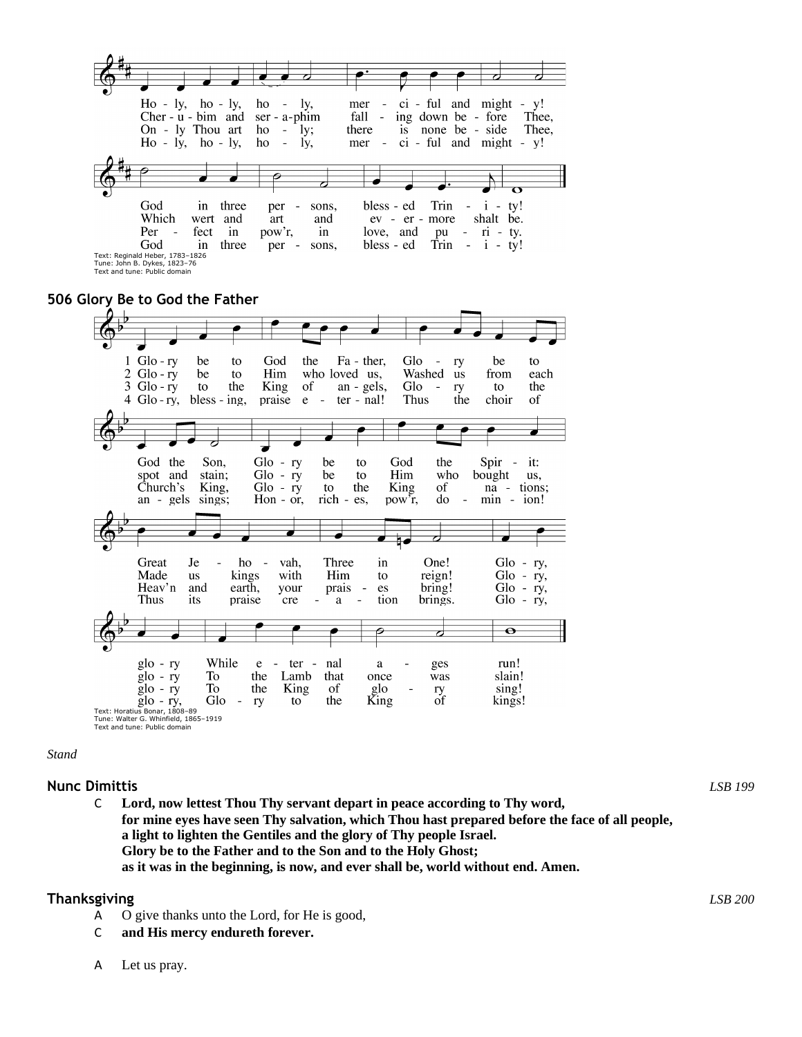Ho - ly, ho - ly, ho - ly, mer - ci - ful and might - y!
Cher - u - bim and ser - a-phim fall - ing down be - fore Thee,
On - ly Thou art ho - ly; there is none be - side Thee,
Ho - ly, ho - ly, ho - ly, mer - ci - ful and might - y!

God in three per - sons, bless - ed Trin - i - ty!
Which wert and art and ev - er - more shalt be.
Per - fect in pow'r, in love, and pu - ri - ty.
God in three per - sons, bless - ed Trin - i - ty!

Text: Reginald Heber, 1783–1826
Tune: John B. Dykes, 1823–76
Text and tune: Public domain

## 506 Glory Be to God the Father

1 Glo - ry be to God the Fa - ther, Glo - ry be to God the Son, Glo - ry be to God the Spir - it: Great Je - ho - vah, Three in One! Glo - ry, glo - ry While e - ter - nal a - ges run!

2 Glo - ry be to Him who loved us, Washed us from each spot and stain; Glo - ry be to Him who bought us, Made us kings with Him to reign! Glo - ry, glo - ry To the Lamb that once was slain!

3 Glo - ry to the King of an - gels, Glo - ry to the Church's King, Glo - ry to the King of na - tions; Heav'n and earth, your prais - es bring! Glo - ry, glo - ry To the King of glo - ry sing!

4 Glo - ry, bless - ing, praise e - ter - nal! Thus the choir of an - gels sings; Hon - or, rich - es, pow'r, do - min - ion! Thus its praise cre - a - tion brings. Glo - ry, glo - ry, Glo - ry to the King of kings!

Text: Horatius Bonar, 1808–89
Tune: Walter G. Whinfield, 1865–1919
Text and tune: Public domain

*Stand*

### Nunc Dimittis

*LSB 199*

C **Lord, now lettest Thou Thy servant depart in peace according to Thy word,**
**for mine eyes have seen Thy salvation, which Thou hast prepared before the face of all people,**
**a light to lighten the Gentiles and the glory of Thy people Israel.**
**Glory be to the Father and to the Son and to the Holy Ghost;**
**as it was in the beginning, is now, and ever shall be, world without end. Amen.**

### Thanksgiving

*LSB 200*

A O give thanks unto the Lord, for He is good,

C **and His mercy endureth forever.**

A Let us pray.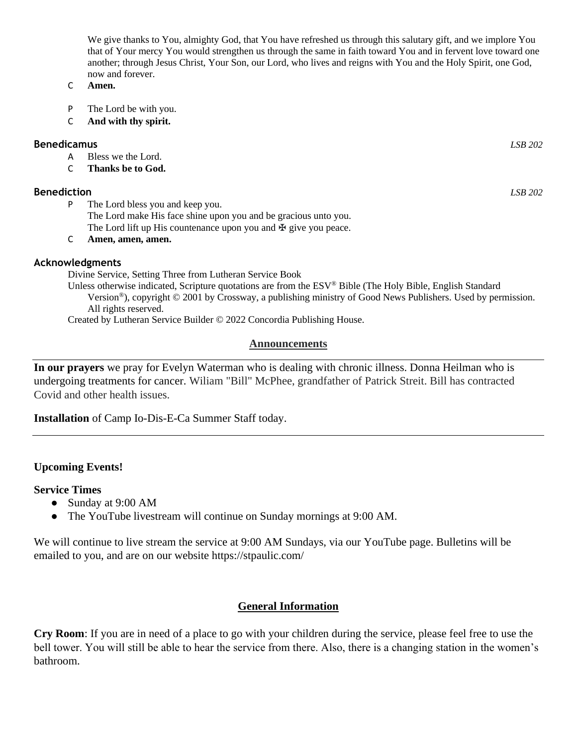We give thanks to You, almighty God, that You have refreshed us through this salutary gift, and we implore You that of Your mercy You would strengthen us through the same in faith toward You and in fervent love toward one another; through Jesus Christ, Your Son, our Lord, who lives and reigns with You and the Holy Spirit, one God, now and forever.

C **Amen.**

P The Lord be with you.

C **And with thy spirit.**

### Benedicamus *LSB 202*

A Bless we the Lord.

C **Thanks be to God.**

### Benediction *LSB 202*

P The Lord bless you and keep you.
The Lord make His face shine upon you and be gracious unto you.
The Lord lift up His countenance upon you and ✠ give you peace.

C **Amen, amen, amen.**

### Acknowledgments

Divine Service, Setting Three from Lutheran Service Book

Unless otherwise indicated, Scripture quotations are from the ESV® Bible (The Holy Bible, English Standard Version®), copyright © 2001 by Crossway, a publishing ministry of Good News Publishers. Used by permission. All rights reserved.

Created by Lutheran Service Builder © 2022 Concordia Publishing House.

## Announcements

---

**In our prayers** we pray for Evelyn Waterman who is dealing with chronic illness. Donna Heilman who is undergoing treatments for cancer. Wiliam "Bill" McPhee, grandfather of Patrick Streit. Bill has contracted Covid and other health issues.

**Installation** of Camp Io-Dis-E-Ca Summer Staff today.

---

**Upcoming Events!**

**Service Times**

- Sunday at 9:00 AM
- The YouTube livestream will continue on Sunday mornings at 9:00 AM.

We will continue to live stream the service at 9:00 AM Sundays, via our YouTube page. Bulletins will be emailed to you, and are on our website https://stpaulic.com/

## General Information

**Cry Room**: If you are in need of a place to go with your children during the service, please feel free to use the bell tower. You will still be able to hear the service from there. Also, there is a changing station in the women's bathroom.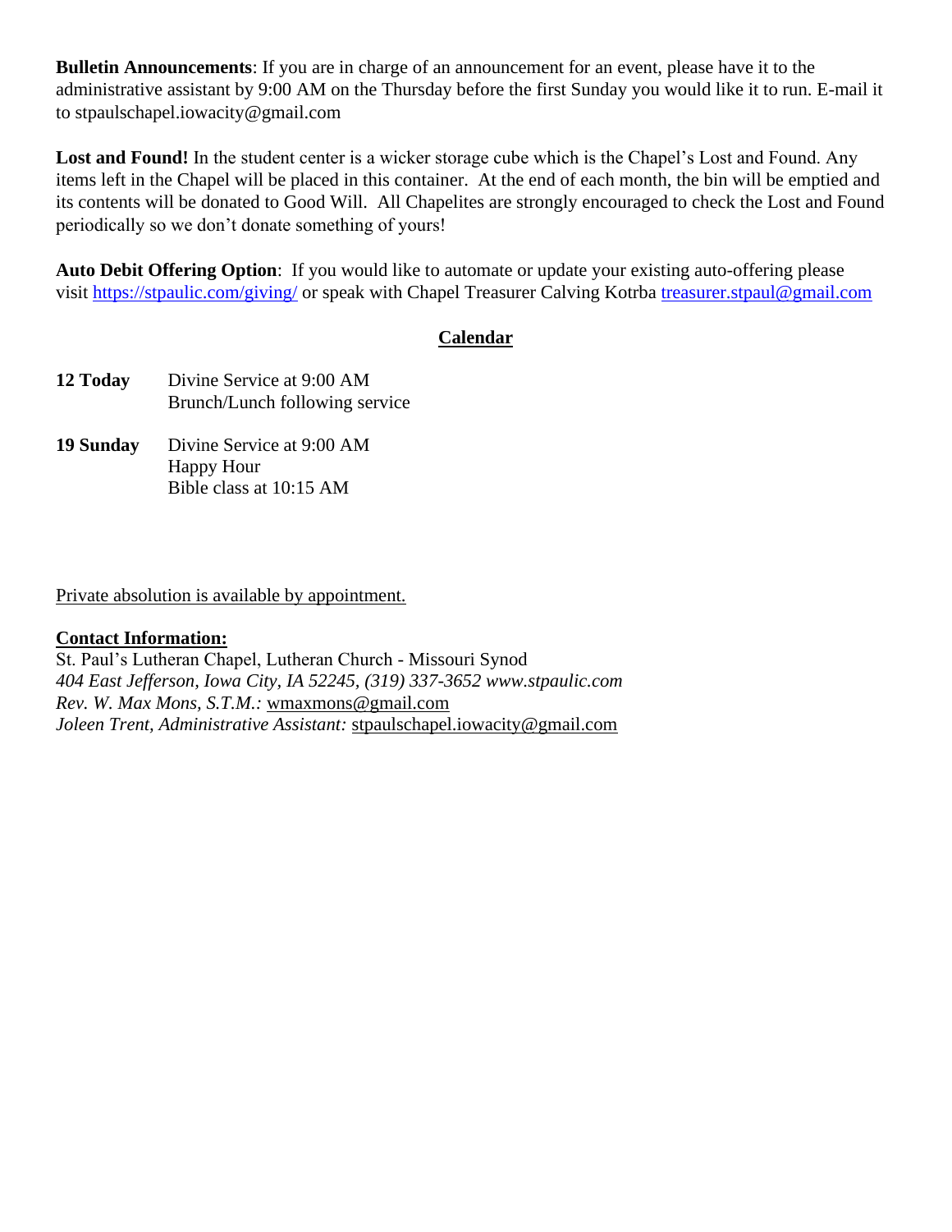**Bulletin Announcements**: If you are in charge of an announcement for an event, please have it to the administrative assistant by 9:00 AM on the Thursday before the first Sunday you would like it to run. E-mail it to stpaulschapel.iowacity@gmail.com

**Lost and Found!** In the student center is a wicker storage cube which is the Chapel's Lost and Found. Any items left in the Chapel will be placed in this container. At the end of each month, the bin will be emptied and its contents will be donated to Good Will. All Chapelites are strongly encouraged to check the Lost and Found periodically so we don't donate something of yours!

**Auto Debit Offering Option**: If you would like to automate or update your existing auto-offering please visit https://stpaulic.com/giving/ or speak with Chapel Treasurer Calving Kotrba treasurer.stpaul@gmail.com

## Calendar

| | |
|---|---|
| **12 Today** | Divine Service at 9:00 AM<br>Brunch/Lunch following service |
| **19 Sunday** | Divine Service at 9:00 AM<br>Happy Hour<br>Bible class at 10:15 AM |

Private absolution is available by appointment.

**Contact Information:**
St. Paul's Lutheran Chapel, Lutheran Church - Missouri Synod
*404 East Jefferson, Iowa City, IA 52245, (319) 337-3652 www.stpaulic.com*
*Rev. W. Max Mons, S.T.M.:* wmaxmons@gmail.com
*Joleen Trent, Administrative Assistant:* stpaulschapel.iowacity@gmail.com